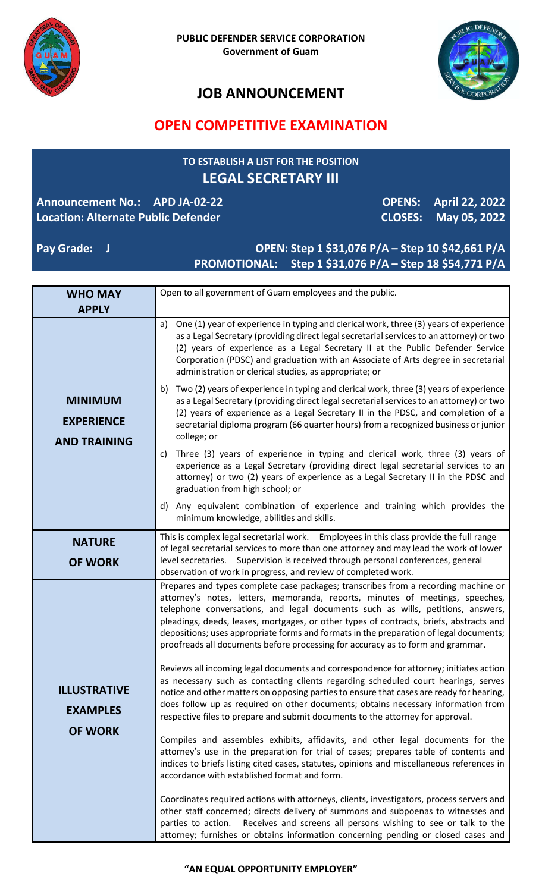**PUBLIC DEFENDER SERVICE CORPORATION**
**Government of Guam**

# JOB ANNOUNCEMENT

## OPEN COMPETITIVE EXAMINATION

### TO ESTABLISH A LIST FOR THE POSITION
### LEGAL SECRETARY III

**Announcement No.: APD JA-02-22** | **OPENS: April 22, 2022**
**Location: Alternate Public Defender** | **CLOSES: May 05, 2022**

**Pay Grade: J**
**OPEN: Step 1 $31,076 P/A – Step 10 $42,661 P/A**
**PROMOTIONAL: Step 1 $31,076 P/A – Step 18 $54,771 P/A**

| | |
|---|---|
| **WHO MAY APPLY** | Open to all government of Guam employees and the public. |
| **MINIMUM EXPERIENCE AND TRAINING** | a) One (1) year of experience in typing and clerical work, three (3) years of experience as a Legal Secretary (providing direct legal secretarial services to an attorney) or two (2) years of experience as a Legal Secretary II at the Public Defender Service Corporation (PDSC) and graduation with an Associate of Arts degree in secretarial administration or clerical studies, as appropriate; or<br><br>b) Two (2) years of experience in typing and clerical work, three (3) years of experience as a Legal Secretary (providing direct legal secretarial services to an attorney) or two (2) years of experience as a Legal Secretary II in the PDSC, and completion of a secretarial diploma program (66 quarter hours) from a recognized business or junior college; or<br><br>c) Three (3) years of experience in typing and clerical work, three (3) years of experience as a Legal Secretary (providing direct legal secretarial services to an attorney) or two (2) years of experience as a Legal Secretary II in the PDSC and graduation from high school; or<br><br>d) Any equivalent combination of experience and training which provides the minimum knowledge, abilities and skills. |
| **NATURE OF WORK** | This is complex legal secretarial work. Employees in this class provide the full range of legal secretarial services to more than one attorney and may lead the work of lower level secretaries. Supervision is received through personal conferences, general observation of work in progress, and review of completed work. |
| **ILLUSTRATIVE EXAMPLES OF WORK** | Prepares and types complete case packages; transcribes from a recording machine or attorney's notes, letters, memoranda, reports, minutes of meetings, speeches, telephone conversations, and legal documents such as wills, petitions, answers, pleadings, deeds, leases, mortgages, or other types of contracts, briefs, abstracts and depositions; uses appropriate forms and formats in the preparation of legal documents; proofreads all documents before processing for accuracy as to form and grammar.<br><br>Reviews all incoming legal documents and correspondence for attorney; initiates action as necessary such as contacting clients regarding scheduled court hearings, serves notice and other matters on opposing parties to ensure that cases are ready for hearing, does follow up as required on other documents; obtains necessary information from respective files to prepare and submit documents to the attorney for approval.<br><br>Compiles and assembles exhibits, affidavits, and other legal documents for the attorney's use in the preparation for trial of cases; prepares table of contents and indices to briefs listing cited cases, statutes, opinions and miscellaneous references in accordance with established format and form.<br><br>Coordinates required actions with attorneys, clients, investigators, process servers and other staff concerned; directs delivery of summons and subpoenas to witnesses and parties to action. Receives and screens all persons wishing to see or talk to the attorney; furnishes or obtains information concerning pending or closed cases and |

**"AN EQUAL OPPORTUNITY EMPLOYER"**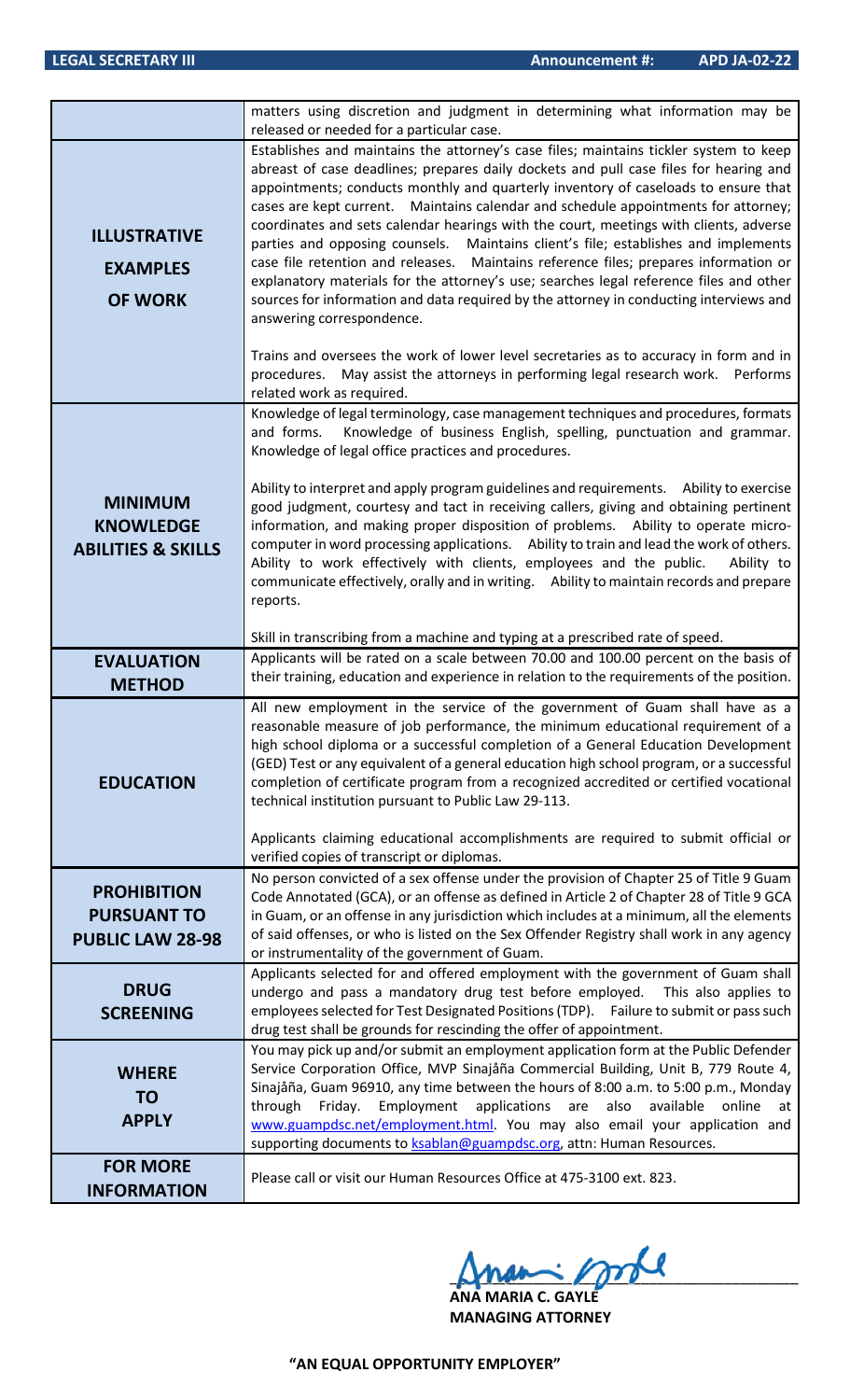| | |
|---|---|
| | matters using discretion and judgment in determining what information may be released or needed for a particular case. |
| **ILLUSTRATIVE EXAMPLES OF WORK** | Establishes and maintains the attorney's case files; maintains tickler system to keep abreast of case deadlines; prepares daily dockets and pull case files for hearing and appointments; conducts monthly and quarterly inventory of caseloads to ensure that cases are kept current. Maintains calendar and schedule appointments for attorney; coordinates and sets calendar hearings with the court, meetings with clients, adverse parties and opposing counsels. Maintains client's file; establishes and implements case file retention and releases. Maintains reference files; prepares information or explanatory materials for the attorney's use; searches legal reference files and other sources for information and data required by the attorney in conducting interviews and answering correspondence.<br><br>Trains and oversees the work of lower level secretaries as to accuracy in form and in procedures. May assist the attorneys in performing legal research work. Performs related work as required. |
| **MINIMUM KNOWLEDGE ABILITIES & SKILLS** | Knowledge of legal terminology, case management techniques and procedures, formats and forms. Knowledge of business English, spelling, punctuation and grammar. Knowledge of legal office practices and procedures.<br><br>Ability to interpret and apply program guidelines and requirements. Ability to exercise good judgment, courtesy and tact in receiving callers, giving and obtaining pertinent information, and making proper disposition of problems. Ability to operate micro-computer in word processing applications. Ability to train and lead the work of others. Ability to work effectively with clients, employees and the public. Ability to communicate effectively, orally and in writing. Ability to maintain records and prepare reports.<br><br>Skill in transcribing from a machine and typing at a prescribed rate of speed. |
| **EVALUATION METHOD** | Applicants will be rated on a scale between 70.00 and 100.00 percent on the basis of their training, education and experience in relation to the requirements of the position. |
| **EDUCATION** | All new employment in the service of the government of Guam shall have as a reasonable measure of job performance, the minimum educational requirement of a high school diploma or a successful completion of a General Education Development (GED) Test or any equivalent of a general education high school program, or a successful completion of certificate program from a recognized accredited or certified vocational technical institution pursuant to Public Law 29-113.<br><br>Applicants claiming educational accomplishments are required to submit official or verified copies of transcript or diplomas. |
| **PROHIBITION PURSUANT TO PUBLIC LAW 28-98** | No person convicted of a sex offense under the provision of Chapter 25 of Title 9 Guam Code Annotated (GCA), or an offense as defined in Article 2 of Chapter 28 of Title 9 GCA in Guam, or an offense in any jurisdiction which includes at a minimum, all the elements of said offenses, or who is listed on the Sex Offender Registry shall work in any agency or instrumentality of the government of Guam. |
| **DRUG SCREENING** | Applicants selected for and offered employment with the government of Guam shall undergo and pass a mandatory drug test before employed. This also applies to employees selected for Test Designated Positions (TDP). Failure to submit or pass such drug test shall be grounds for rescinding the offer of appointment. |
| **WHERE TO APPLY** | You may pick up and/or submit an employment application form at the Public Defender Service Corporation Office, MVP Sinajåña Commercial Building, Unit B, 779 Route 4, Sinajåña, Guam 96910, any time between the hours of 8:00 a.m. to 5:00 p.m., Monday through Friday. Employment applications are also available online at www.guampdsc.net/employment.html. You may also email your application and supporting documents to ksablan@guampdsc.org, attn: Human Resources. |
| **FOR MORE INFORMATION** | Please call or visit our Human Resources Office at 475-3100 ext. 823. |

**ANA MARIA C. GAYLE**
**MANAGING ATTORNEY**

**"AN EQUAL OPPORTUNITY EMPLOYER"**